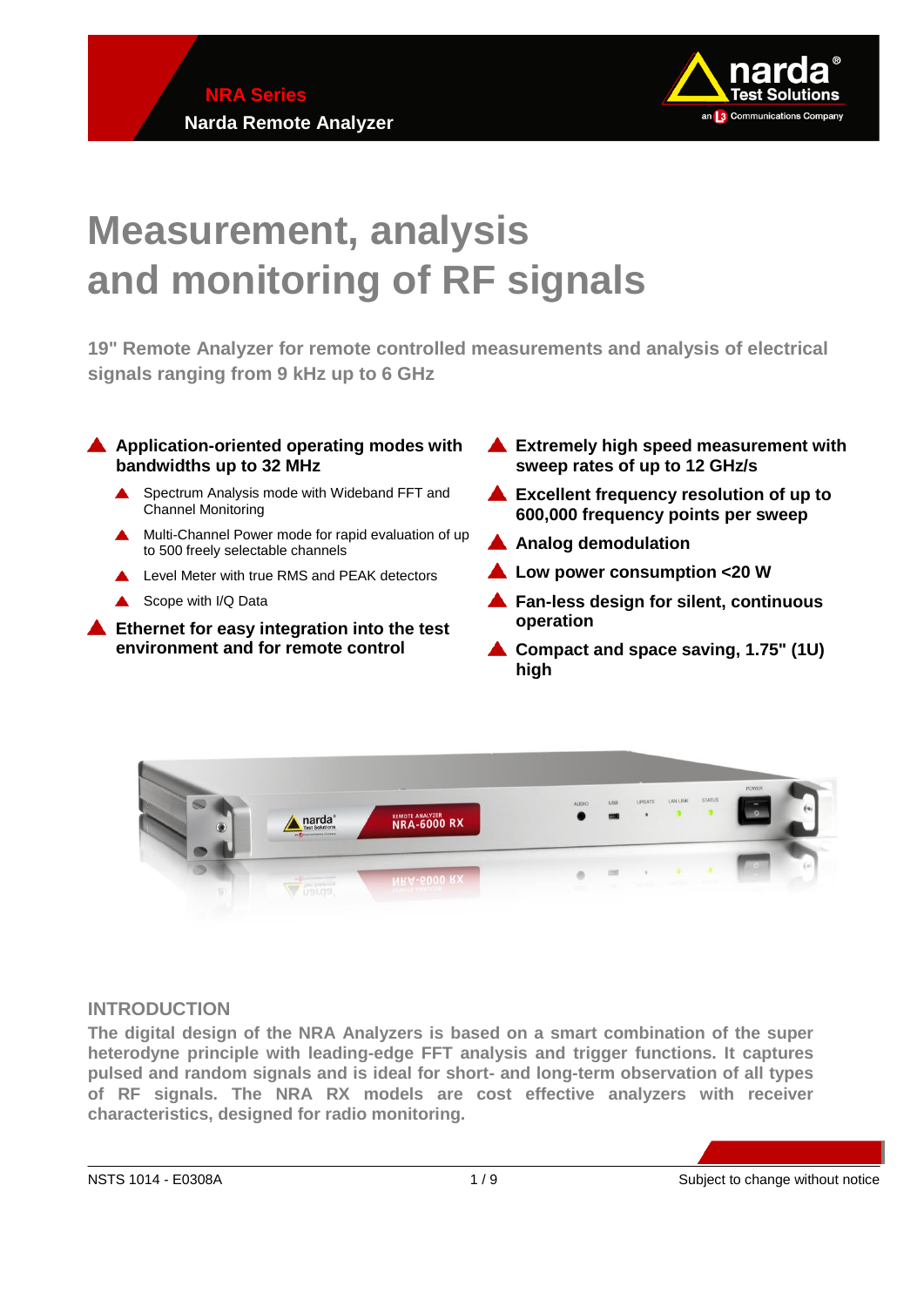**NRA Series**

**Narda Remote Analyzer**

# Measurement, analysis and monitoring of RF signals

**19" Remote Analyzer for remote controlled measurements and analysis of electrical signals ranging from 9 kHz up to 6 GHz**

- **Application-oriented operating modes with bandwidths up to 32 MHz**
  - Spectrum Analysis mode with Wideband FFT and Channel Monitoring
  - Multi-Channel Power mode for rapid evaluation of up to 500 freely selectable channels
  - Level Meter with true RMS and PEAK detectors
  - Scope with I/Q Data
- **Ethernet for easy integration into the test environment and for remote control**
- **Extremely high speed measurement with sweep rates of up to 12 GHz/s**
- **Excellent frequency resolution of up to 600,000 frequency points per sweep**
- **Analog demodulation**
- **Low power consumption <20 W**
- **Fan-less design for silent, continuous operation**
- **Compact and space saving, 1.75" (1U) high**

## INTRODUCTION

**The digital design of the NRA Analyzers is based on a smart combination of the super heterodyne principle with leading-edge FFT analysis and trigger functions. It captures pulsed and random signals and is ideal for short- and long-term observation of all types of RF signals. The NRA RX models are cost effective analyzers with receiver characteristics, designed for radio monitoring.**

NSTS 1014 - E0308A

Subject to change without notice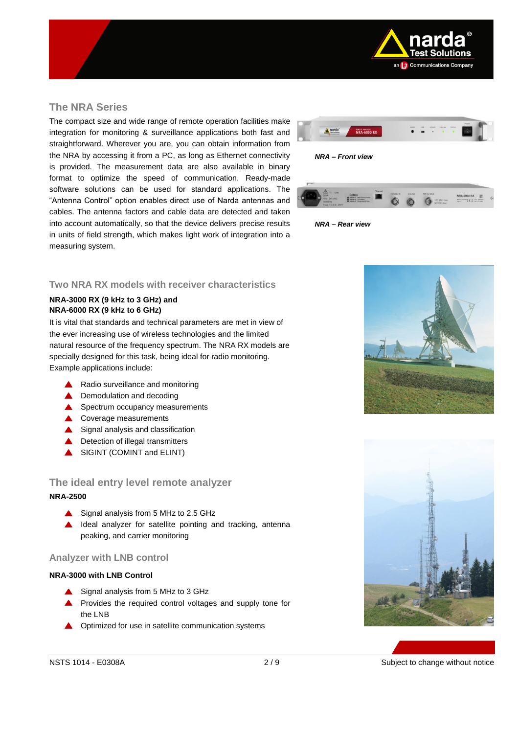## The NRA Series

The compact size and wide range of remote operation facilities make integration for monitoring & surveillance applications both fast and straightforward. Wherever you are, you can obtain information from the NRA by accessing it from a PC, as long as Ethernet connectivity is provided. The measurement data are also available in binary format to optimize the speed of communication. Ready-made software solutions can be used for standard applications. The “Antenna Control” option enables direct use of Narda antennas and cables. The antenna factors and cable data are detected and taken into account automatically, so that the device delivers precise results in units of field strength, which makes light work of integration into a measuring system.

*NRA – Front view*

*NRA – Rear view*

## Two NRA RX models with receiver characteristics

**NRA-3000 RX (9 kHz to 3 GHz) and**
**NRA-6000 RX (9 kHz to 6 GHz)**

It is vital that standards and technical parameters are met in view of the ever increasing use of wireless technologies and the limited natural resource of the frequency spectrum. The NRA RX models are specially designed for this task, being ideal for radio monitoring. Example applications include:

- Radio surveillance and monitoring
- Demodulation and decoding
- Spectrum occupancy measurements
- Coverage measurements
- Signal analysis and classification
- Detection of illegal transmitters
- SIGINT (COMINT and ELINT)

## The ideal entry level remote analyzer

**NRA-2500**

- Signal analysis from 5 MHz to 2.5 GHz
- Ideal analyzer for satellite pointing and tracking, antenna peaking, and carrier monitoring

## Analyzer with LNB control

**NRA-3000 with LNB Control**

- Signal analysis from 5 MHz to 3 GHz
- Provides the required control voltages and supply tone for the LNB
- Optimized for use in satellite communication systems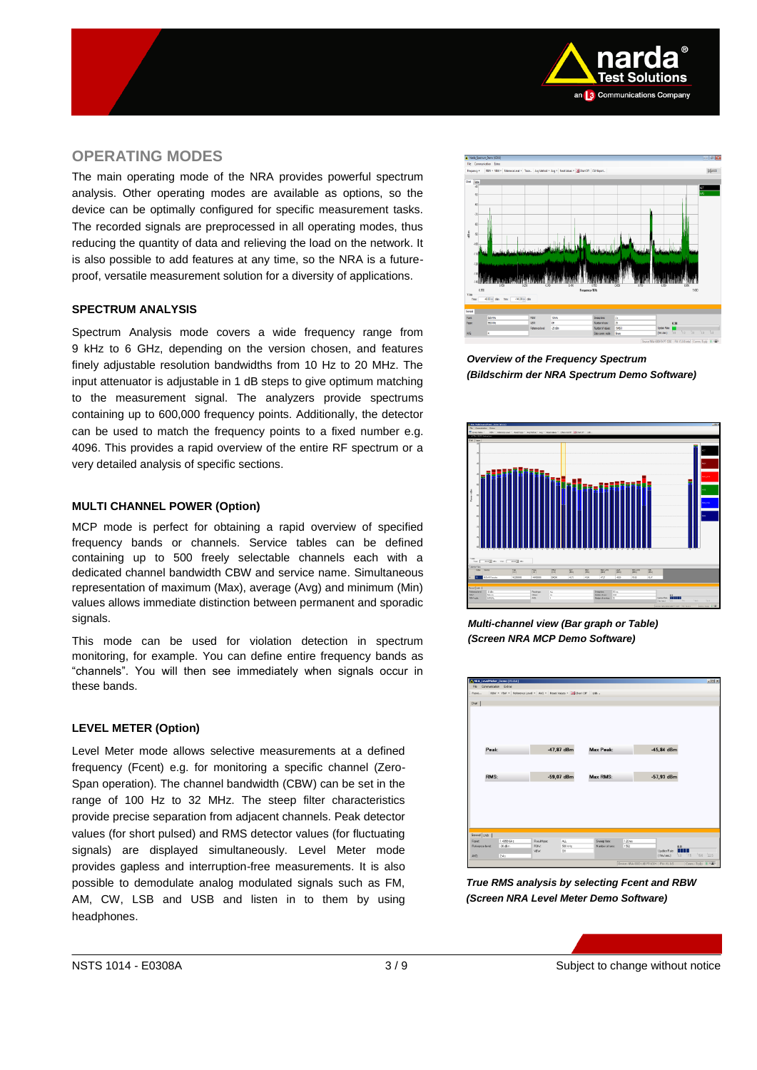## OPERATING MODES

The main operating mode of the NRA provides powerful spectrum analysis. Other operating modes are available as options, so the device can be optimally configured for specific measurement tasks. The recorded signals are preprocessed in all operating modes, thus reducing the quantity of data and relieving the load on the network. It is also possible to add features at any time, so the NRA is a future-proof, versatile measurement solution for a diversity of applications.

### SPECTRUM ANALYSIS

Spectrum Analysis mode covers a wide frequency range from 9 kHz to 6 GHz, depending on the version chosen, and features finely adjustable resolution bandwidths from 10 Hz to 20 MHz. The input attenuator is adjustable in 1 dB steps to give optimum matching to the measurement signal. The analyzers provide spectrums containing up to 600,000 frequency points. Additionally, the detector can be used to match the frequency points to a fixed number e.g. 4096. This provides a rapid overview of the entire RF spectrum or a very detailed analysis of specific sections.

*Overview of the Frequency Spectrum (Bildschirm der NRA Spectrum Demo Software)*

### MULTI CHANNEL POWER (Option)

MCP mode is perfect for obtaining a rapid overview of specified frequency bands or channels. Service tables can be defined containing up to 500 freely selectable channels each with a dedicated channel bandwidth CBW and service name. Simultaneous representation of maximum (Max), average (Avg) and minimum (Min) values allows immediate distinction between permanent and sporadic signals.

This mode can be used for violation detection in spectrum monitoring, for example. You can define entire frequency bands as "channels". You will then see immediately when signals occur in these bands.

*Multi-channel view (Bar graph or Table) (Screen NRA MCP Demo Software)*

### LEVEL METER (Option)

Level Meter mode allows selective measurements at a defined frequency (Fcent) e.g. for monitoring a specific channel (Zero-Span operation). The channel bandwidth (CBW) can be set in the range of 100 Hz to 32 MHz. The steep filter characteristics provide precise separation from adjacent channels. Peak detector values (for short pulsed) and RMS detector values (for fluctuating signals) are displayed simultaneously. Level Meter mode provides gapless and interruption-free measurements. It is also possible to demodulate analog modulated signals such as FM, AM, CW, LSB and USB and listen in to them by using headphones.

*True RMS analysis by selecting Fcent and RBW (Screen NRA Level Meter Demo Software)*

NSTS 1014 - E0308A

Subject to change without notice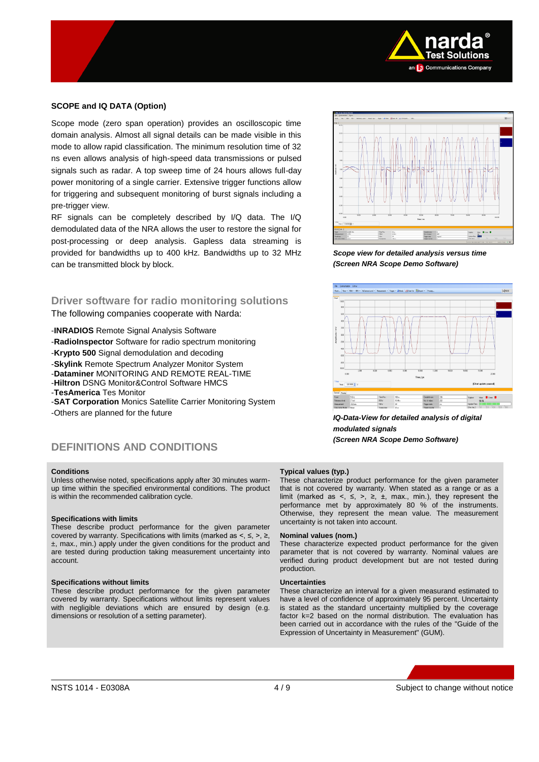### SCOPE and IQ DATA (Option)

Scope mode (zero span operation) provides an oscilloscopic time domain analysis. Almost all signal details can be made visible in this mode to allow rapid classification. The minimum resolution time of 32 ns even allows analysis of high-speed data transmissions or pulsed signals such as radar. A top sweep time of 24 hours allows full-day power monitoring of a single carrier. Extensive trigger functions allow for triggering and subsequent monitoring of burst signals including a pre-trigger view.

RF signals can be completely described by I/Q data. The I/Q demodulated data of the NRA allows the user to restore the signal for post-processing or deep analysis. Gapless data streaming is provided for bandwidths up to 400 kHz. Bandwidths up to 32 MHz can be transmitted block by block.

*Scope view for detailed analysis versus time (Screen NRA Scope Demo Software)*

## Driver software for radio monitoring solutions

The following companies cooperate with Narda:

- **INRADIOS** Remote Signal Analysis Software
- **RadioInspector** Software for radio spectrum monitoring
- **Krypto 500** Signal demodulation and decoding
- **Skylink** Remote Spectrum Analyzer Monitor System
- **Dataminer** MONITORING AND REMOTE REAL-TIME
- **Hiltron** DSNG Monitor&Control Software HMCS
- **TesAmerica** Tes Monitor
- **SAT Corporation** Monics Satellite Carrier Monitoring System
- Others are planned for the future

*IQ-Data-View for detailed analysis of digital modulated signals (Screen NRA Scope Demo Software)*

## DEFINITIONS AND CONDITIONS

**Conditions**
Unless otherwise noted, specifications apply after 30 minutes warm-up time within the specified environmental conditions. The product is within the recommended calibration cycle.

**Specifications with limits**
These describe product performance for the given parameter covered by warranty. Specifications with limits (marked as <, ≤, >, ≥, ±, max., min.) apply under the given conditions for the product and are tested during production taking measurement uncertainty into account.

**Specifications without limits**
These describe product performance for the given parameter covered by warranty. Specifications without limits represent values with negligible deviations which are ensured by design (e.g. dimensions or resolution of a setting parameter).

**Typical values (typ.)**
These characterize product performance for the given parameter that is not covered by warranty. When stated as a range or as a limit (marked as <, ≤, >, ≥, ±, max., min.), they represent the performance met by approximately 80 % of the instruments. Otherwise, they represent the mean value. The measurement uncertainty is not taken into account.

**Nominal values (nom.)**
These characterize expected product performance for the given parameter that is not covered by warranty. Nominal values are verified during product development but are not tested during production.

**Uncertainties**
These characterize an interval for a given measurand estimated to have a level of confidence of approximately 95 percent. Uncertainty is stated as the standard uncertainty multiplied by the coverage factor k=2 based on the normal distribution. The evaluation has been carried out in accordance with the rules of the "Guide of the Expression of Uncertainty in Measurement" (GUM).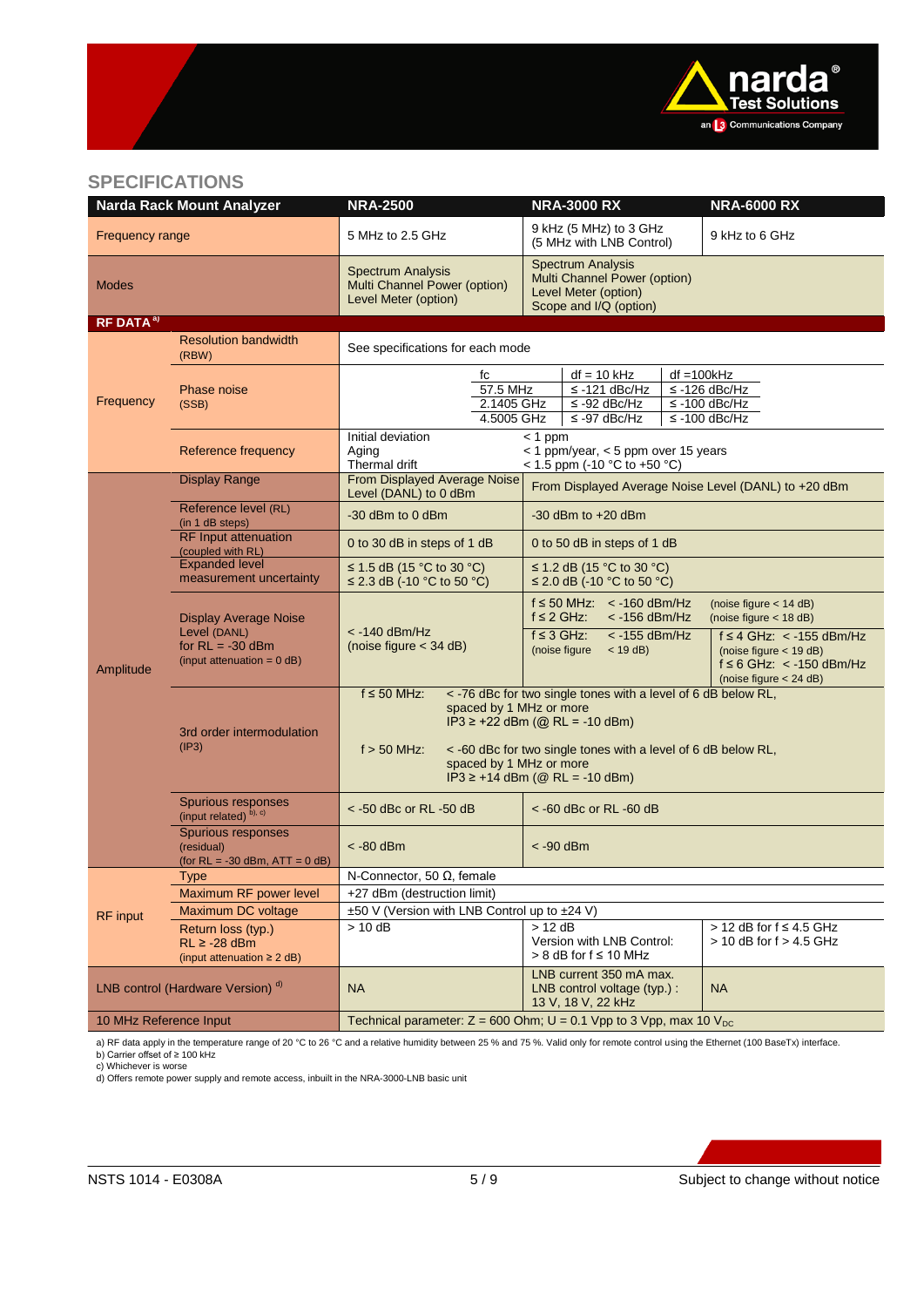## SPECIFICATIONS

| Narda Rack Mount Analyzer | | NRA-2500 | NRA-3000 RX | NRA-6000 RX |
|---|---|---|---|---|
| Frequency range | | 5 MHz to 2.5 GHz | 9 kHz (5 MHz) to 3 GHz (5 MHz with LNB Control) | 9 kHz to 6 GHz |
| Modes | | Spectrum Analysis<br>Multi Channel Power (option)<br>Level Meter (option) | Spectrum Analysis<br>Multi Channel Power (option)<br>Level Meter (option)<br>Scope and I/Q (option) | |
| **RF DATA** [a] | | | | |
| Frequency | Resolution bandwidth (RBW) | See specifications for each mode | | |
| | Phase noise (SSB) | fc: 57.5 MHz / 2.1405 GHz / 4.5005 GHz<br>df = 10 kHz: ≤ -121 dBc/Hz / ≤ -92 dBc/Hz / ≤ -97 dBc/Hz<br>df = 100kHz: ≤ -126 dBc/Hz / ≤ -100 dBc/Hz / ≤ -100 dBc/Hz | | |
| | Reference frequency | Initial deviation: < 1 ppm<br>Aging: < 1 ppm/year, < 5 ppm over 15 years<br>Thermal drift: < 1.5 ppm (-10 °C to +50 °C) | | |
| Amplitude | Display Range | From Displayed Average Noise Level (DANL) to 0 dBm | From Displayed Average Noise Level (DANL) to +20 dBm | |
| | Reference level (RL) (in 1 dB steps) | -30 dBm to 0 dBm | -30 dBm to +20 dBm | |
| | RF Input attenuation (coupled with RL) | 0 to 30 dB in steps of 1 dB | 0 to 50 dB in steps of 1 dB | |
| | Expanded level measurement uncertainty | ≤ 1.5 dB (15 °C to 30 °C)<br>≤ 2.3 dB (-10 °C to 50 °C) | ≤ 1.2 dB (15 °C to 30 °C)<br>≤ 2.0 dB (-10 °C to 50 °C) | |
| | Display Average Noise Level (DANL) for RL = -30 dBm (input attenuation = 0 dB) | < -140 dBm/Hz (noise figure < 34 dB) | f ≤ 50 MHz: < -160 dBm/Hz (noise figure < 14 dB)<br>f ≤ 2 GHz: < -156 dBm/Hz (noise figure < 18 dB)<br>f ≤ 3 GHz: < -155 dBm/Hz (noise figure < 19 dB) | f ≤ 50 MHz: < -160 dBm/Hz (noise figure < 14 dB)<br>f ≤ 2 GHz: < -156 dBm/Hz (noise figure < 18 dB)<br>f ≤ 4 GHz: < -155 dBm/Hz (noise figure < 19 dB)<br>f ≤ 6 GHz: < -150 dBm/Hz (noise figure < 24 dB) |
| | 3rd order intermodulation (IP3) | f ≤ 50 MHz: < -76 dBc for two single tones with a level of 6 dB below RL, spaced by 1 MHz or more; IP3 ≥ +22 dBm (@ RL = -10 dBm)<br>f > 50 MHz: < -60 dBc for two single tones with a level of 6 dB below RL, spaced by 1 MHz or more; IP3 ≥ +14 dBm (@ RL = -10 dBm) | | |
| | Spurious responses (input related) [b), c)] | < -50 dBc or RL -50 dB | < -60 dBc or RL -60 dB | |
| | Spurious responses (residual) (for RL = -30 dBm, ATT = 0 dB) | < -80 dBm | < -90 dBm | |
| RF input | Type | N-Connector, 50 Ω, female | | |
| | Maximum RF power level | +27 dBm (destruction limit) | | |
| | Maximum DC voltage | ±50 V (Version with LNB Control up to ±24 V) | | |
| | Return loss (typ.) RL ≥ -28 dBm (input attenuation ≥ 2 dB) | > 10 dB | > 12 dB<br>Version with LNB Control: > 8 dB for f ≤ 10 MHz | > 12 dB for f ≤ 4.5 GHz<br>> 10 dB for f > 4.5 GHz |
| LNB control (Hardware Version) [d)] | | NA | LNB current 350 mA max.<br>LNB control voltage (typ.): 13 V, 18 V, 22 kHz | NA |
| 10 MHz Reference Input | | Technical parameter: Z = 600 Ohm; U = 0.1 Vpp to 3 Vpp, max 10 $V_{DC}$ | | |

a) RF data apply in the temperature range of 20 °C to 26 °C and a relative humidity between 25 % and 75 %. Valid only for remote control using the Ethernet (100 BaseTx) interface.
b) Carrier offset of ≥ 100 kHz
c) Whichever is worse
d) Offers remote power supply and remote access, inbuilt in the NRA-3000-LNB basic unit

NSTS 1014 - E0308A

Subject to change without notice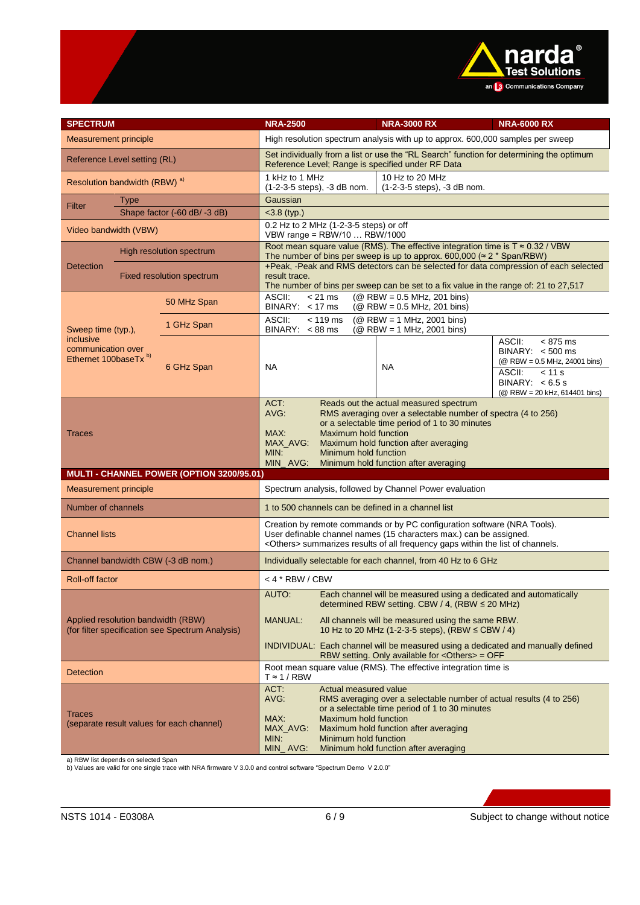| SPECTRUM | | NRA-2500 | NRA-3000 RX | NRA-6000 RX |
|---|---|---|---|---|
| Measurement principle | | High resolution spectrum analysis with up to approx. 600,000 samples per sweep | | |
| Reference Level setting (RL) | | Set individually from a list or use the “RL Search” function for determining the optimum Reference Level; Range is specified under RF Data | | |
| Resolution bandwidth (RBW) [a] | | 1 kHz to 1 MHz (1-2-3-5 steps), -3 dB nom. | 10 Hz to 20 MHz (1-2-3-5 steps), -3 dB nom. | |
| Filter | Type | Gaussian | | |
| | Shape factor (-60 dB/ -3 dB) | <3.8 (typ.) | | |
| Video bandwidth (VBW) | | 0.2 Hz to 2 MHz (1-2-3-5 steps) or off<br>VBW range = RBW/10 … RBW/1000 | | |
| Detection | High resolution spectrum | Root mean square value (RMS). The effective integration time is T ≈ 0.32 / VBW<br>The number of bins per sweep is up to approx. 600,000 (≈ 2 * Span/RBW) | | |
| | Fixed resolution spectrum | +Peak, -Peak and RMS detectors can be selected for data compression of each selected result trace.<br>The number of bins per sweep can be set to a fix value in the range of: 21 to 27,517 | | |
| Sweep time (typ.), inclusive communication over Ethernet 100baseTx [b] | 50 MHz Span | ASCII: < 21 ms (@ RBW = 0.5 MHz, 201 bins)<br>BINARY: < 17 ms (@ RBW = 0.5 MHz, 201 bins) | | |
| | 1 GHz Span | ASCII: < 119 ms (@ RBW = 1 MHz, 2001 bins)<br>BINARY: < 88 ms (@ RBW = 1 MHz, 2001 bins) | | |
| | 6 GHz Span | NA | NA | ASCII: < 875 ms<br>BINARY: < 500 ms<br>(@ RBW = 0.5 MHz, 24001 bins)<br>ASCII: < 11 s<br>BINARY: < 6.5 s<br>(@ RBW = 20 kHz, 614401 bins) |
| Traces | | ACT: Reads out the actual measured spectrum<br>AVG: RMS averaging over a selectable number of spectra (4 to 256) or a selectable time period of 1 to 30 minutes<br>MAX: Maximum hold function<br>MAX_AVG: Maximum hold function after averaging<br>MIN: Minimum hold function<br>MIN_AVG: Minimum hold function after averaging | | |
| **MULTI - CHANNEL POWER (OPTION 3200/95.01)** | | | | |
| Measurement principle | | Spectrum analysis, followed by Channel Power evaluation | | |
| Number of channels | | 1 to 500 channels can be defined in a channel list | | |
| Channel lists | | Creation by remote commands or by PC configuration software (NRA Tools).<br>User definable channel names (15 characters max.) can be assigned.<br><Others> summarizes results of all frequency gaps within the list of channels. | | |
| Channel bandwidth CBW (-3 dB nom.) | | Individually selectable for each channel, from 40 Hz to 6 GHz | | |
| Roll-off factor | | < 4 * RBW / CBW | | |
| Applied resolution bandwidth (RBW) (for filter specification see Spectrum Analysis) | | AUTO: Each channel will be measured using a dedicated and automatically determined RBW setting. CBW / 4, (RBW ≤ 20 MHz)<br>MANUAL: All channels will be measured using the same RBW. 10 Hz to 20 MHz (1-2-3-5 steps), (RBW ≤ CBW / 4)<br>INDIVIDUAL: Each channel will be measured using a dedicated and manually defined RBW setting. Only available for <Others> = OFF | | |
| Detection | | Root mean square value (RMS). The effective integration time is T ≈ 1 / RBW | | |
| Traces (separate result values for each channel) | | ACT: Actual measured value<br>AVG: RMS averaging over a selectable number of actual results (4 to 256) or a selectable time period of 1 to 30 minutes<br>MAX: Maximum hold function<br>MAX_AVG: Maximum hold function after averaging<br>MIN: Minimum hold function<br>MIN_AVG: Minimum hold function after averaging | | |

a) RBW list depends on selected Span
b) Values are valid for one single trace with NRA firmware V 3.0.0 and control software “Spectrum Demo V 2.0.0”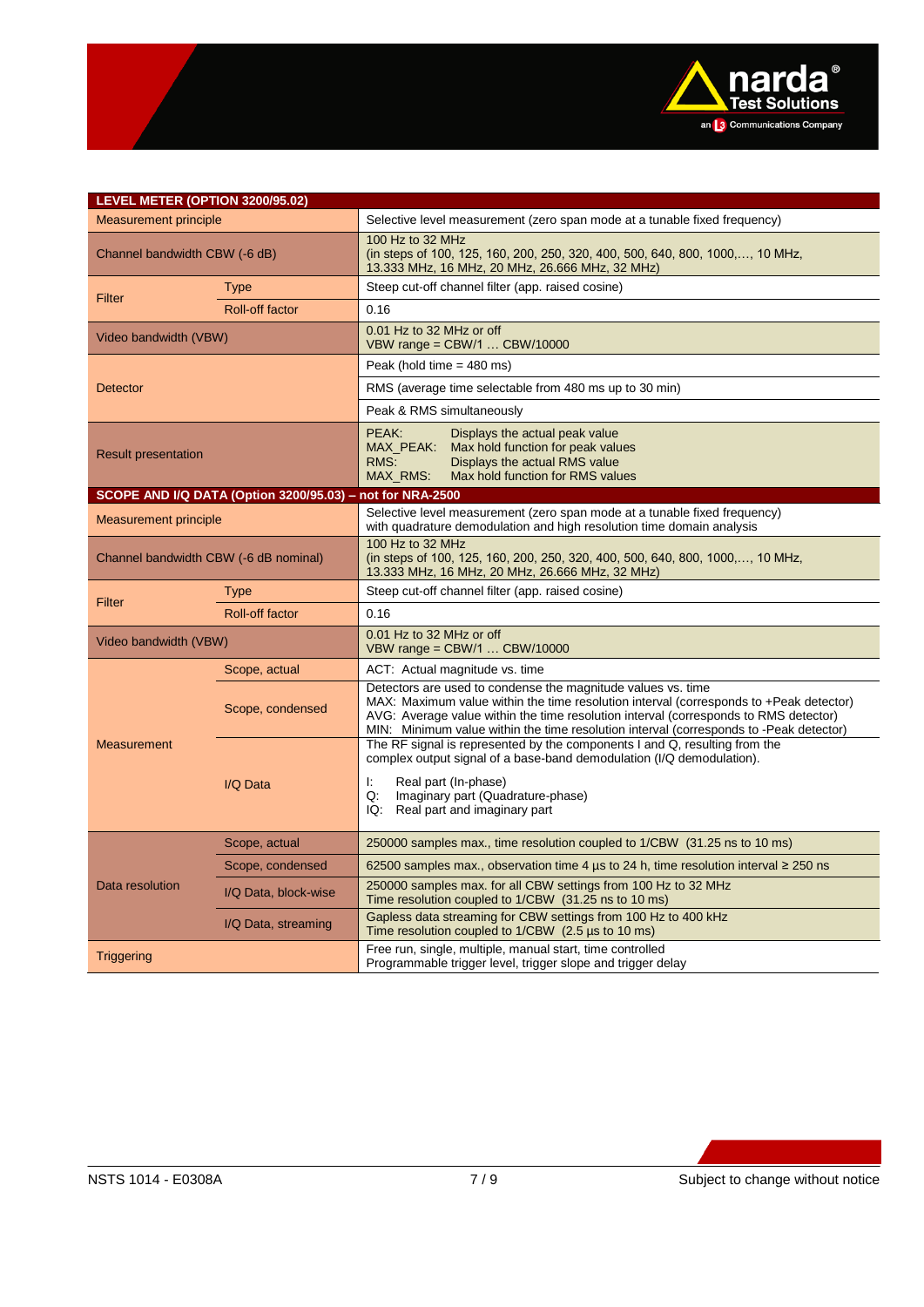| LEVEL METER (OPTION 3200/95.02) | | |
|---|---|---|
| Measurement principle | | Selective level measurement (zero span mode at a tunable fixed frequency) |
| Channel bandwidth CBW (-6 dB) | | 100 Hz to 32 MHz<br>(in steps of 100, 125, 160, 200, 250, 320, 400, 500, 640, 800, 1000,…, 10 MHz, 13.333 MHz, 16 MHz, 20 MHz, 26.666 MHz, 32 MHz) |
| Filter | Type | Steep cut-off channel filter (app. raised cosine) |
| | Roll-off factor | 0.16 |
| Video bandwidth (VBW) | | 0.01 Hz to 32 MHz or off<br>VBW range = CBW/1 … CBW/10000 |
| Detector | | Peak (hold time = 480 ms) |
| | | RMS (average time selectable from 480 ms up to 30 min) |
| | | Peak & RMS simultaneously |
| Result presentation | | PEAK: Displays the actual peak value<br>MAX_PEAK: Max hold function for peak values<br>RMS: Displays the actual RMS value<br>MAX_RMS: Max hold function for RMS values |

| SCOPE AND I/Q DATA (Option 3200/95.03) – not for NRA-2500 | | |
|---|---|---|
| Measurement principle | | Selective level measurement (zero span mode at a tunable fixed frequency) with quadrature demodulation and high resolution time domain analysis |
| Channel bandwidth CBW (-6 dB nominal) | | 100 Hz to 32 MHz<br>(in steps of 100, 125, 160, 200, 250, 320, 400, 500, 640, 800, 1000,…, 10 MHz, 13.333 MHz, 16 MHz, 20 MHz, 26.666 MHz, 32 MHz) |
| Filter | Type | Steep cut-off channel filter (app. raised cosine) |
| | Roll-off factor | 0.16 |
| Video bandwidth (VBW) | | 0.01 Hz to 32 MHz or off<br>VBW range = CBW/1 … CBW/10000 |
| Measurement | Scope, actual | ACT: Actual magnitude vs. time |
| | Scope, condensed | Detectors are used to condense the magnitude values vs. time<br>MAX: Maximum value within the time resolution interval (corresponds to +Peak detector)<br>AVG: Average value within the time resolution interval (corresponds to RMS detector)<br>MIN: Minimum value within the time resolution interval (corresponds to -Peak detector) |
| | I/Q Data | The RF signal is represented by the components I and Q, resulting from the complex output signal of a base-band demodulation (I/Q demodulation).<br>I: Real part (In-phase)<br>Q: Imaginary part (Quadrature-phase)<br>IQ: Real part and imaginary part |
| Data resolution | Scope, actual | 250000 samples max., time resolution coupled to 1/CBW (31.25 ns to 10 ms) |
| | Scope, condensed | 62500 samples max., observation time 4 µs to 24 h, time resolution interval ≥ 250 ns |
| | I/Q Data, block-wise | 250000 samples max. for all CBW settings from 100 Hz to 32 MHz<br>Time resolution coupled to 1/CBW (31.25 ns to 10 ms) |
| | I/Q Data, streaming | Gapless data streaming for CBW settings from 100 Hz to 400 kHz<br>Time resolution coupled to 1/CBW (2.5 µs to 10 ms) |
| Triggering | | Free run, single, multiple, manual start, time controlled<br>Programmable trigger level, trigger slope and trigger delay |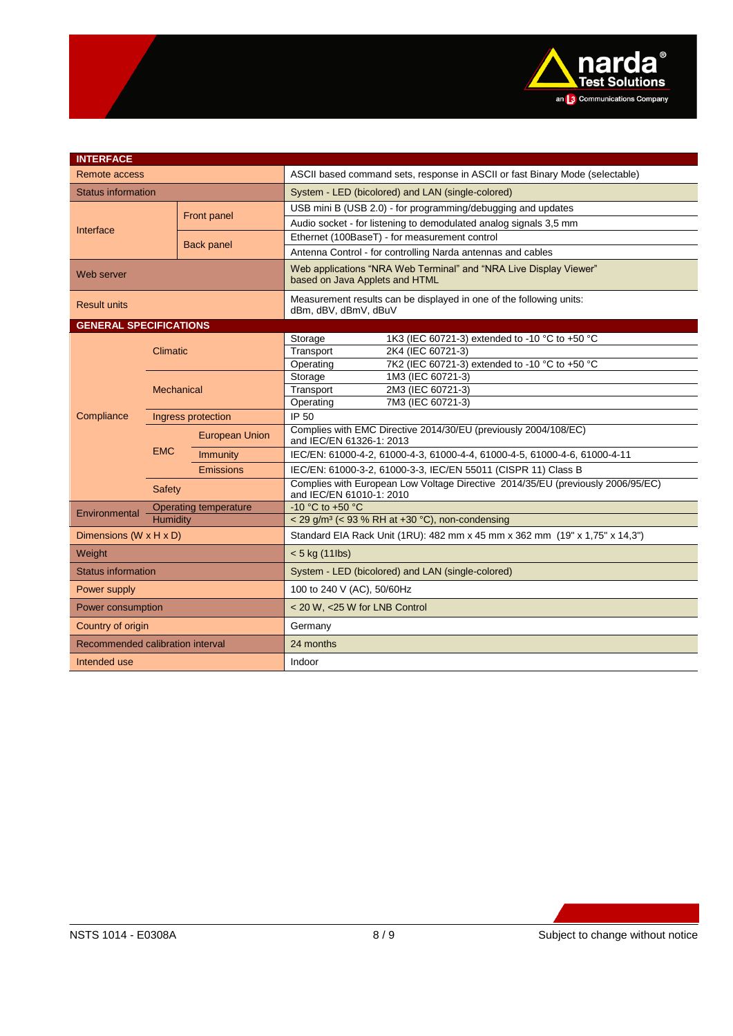| INTERFACE | | | |
|---|---|---|---|
| Remote access | | | ASCII based command sets, response in ASCII or fast Binary Mode (selectable) |
| Status information | | | System - LED (bicolored) and LAN (single-colored) |
| Interface | Front panel | | USB mini B (USB 2.0) - for programming/debugging and updates |
| | | | Audio socket - for listening to demodulated analog signals 3,5 mm |
| | Back panel | | Ethernet (100BaseT) - for measurement control |
| | | | Antenna Control - for controlling Narda antennas and cables |
| Web server | | | Web applications “NRA Web Terminal” and “NRA Live Display Viewer” based on Java Applets and HTML |
| Result units | | | Measurement results can be displayed in one of the following units: dBm, dBV, dBmV, dBuV |

| GENERAL SPECIFICATIONS | | | | |
|---|---|---|---|---|
| Compliance | Climatic | | Storage | 1K3 (IEC 60721-3) extended to -10 °C to +50 °C |
| | | | Transport | 2K4 (IEC 60721-3) |
| | | | Operating | 7K2 (IEC 60721-3) extended to -10 °C to +50 °C |
| | Mechanical | | Storage | 1M3 (IEC 60721-3) |
| | | | Transport | 2M3 (IEC 60721-3) |
| | | | Operating | 7M3 (IEC 60721-3) |
| | Ingress protection | | IP 50 | |
| | EMC | European Union | Complies with EMC Directive 2014/30/EU (previously 2004/108/EC) and IEC/EN 61326-1: 2013 | |
| | | Immunity | IEC/EN: 61000-4-2, 61000-4-3, 61000-4-4, 61000-4-5, 61000-4-6, 61000-4-11 | |
| | | Emissions | IEC/EN: 61000-3-2, 61000-3-3, IEC/EN 55011 (CISPR 11) Class B | |
| | Safety | | Complies with European Low Voltage Directive 2014/35/EU (previously 2006/95/EC) and IEC/EN 61010-1: 2010 | |
| Environmental | Operating temperature | | -10 °C to +50 °C | |
| | Humidity | | < 29 g/m³ (< 93 % RH at +30 °C), non-condensing | |
| Dimensions (W x H x D) | | | Standard EIA Rack Unit (1RU): 482 mm x 45 mm x 362 mm (19" x 1,75" x 14,3") | |
| Weight | | | < 5 kg (11lbs) | |
| Status information | | | System - LED (bicolored) and LAN (single-colored) | |
| Power supply | | | 100 to 240 V (AC), 50/60Hz | |
| Power consumption | | | < 20 W, <25 W for LNB Control | |
| Country of origin | | | Germany | |
| Recommended calibration interval | | | 24 months | |
| Intended use | | | Indoor | |

NSTS 1014 - E0308A

Subject to change without notice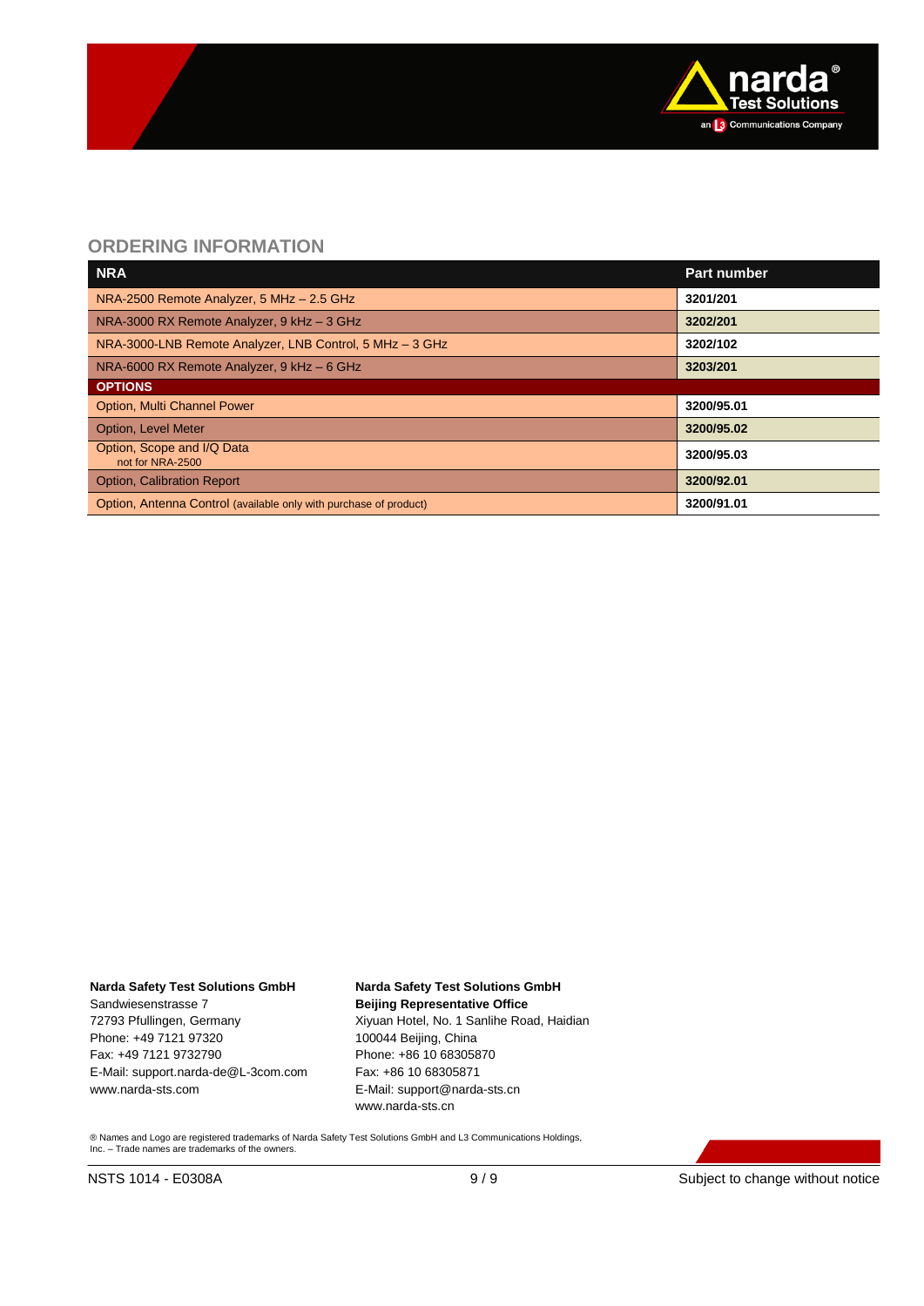## ORDERING INFORMATION

| NRA | Part number |
|---|---|
| NRA-2500 Remote Analyzer, 5 MHz – 2.5 GHz | 3201/201 |
| NRA-3000 RX Remote Analyzer, 9 kHz – 3 GHz | 3202/201 |
| NRA-3000-LNB Remote Analyzer, LNB Control, 5 MHz – 3 GHz | 3202/102 |
| NRA-6000 RX Remote Analyzer, 9 kHz – 6 GHz | 3203/201 |
| **OPTIONS** | |
| Option, Multi Channel Power | 3200/95.01 |
| Option, Level Meter | 3200/95.02 |
| Option, Scope and I/Q Data not for NRA-2500 | 3200/95.03 |
| Option, Calibration Report | 3200/92.01 |
| Option, Antenna Control (available only with purchase of product) | 3200/91.01 |

**Narda Safety Test Solutions GmbH**
Sandwiesenstrasse 7
72793 Pfullingen, Germany
Phone: +49 7121 97320
Fax: +49 7121 9732790
E-Mail: support.narda-de@L-3com.com
www.narda-sts.com

**Narda Safety Test Solutions GmbH**
**Beijing Representative Office**
Xiyuan Hotel, No. 1 Sanlihe Road, Haidian
100044 Beijing, China
Phone: +86 10 68305870
Fax: +86 10 68305871
E-Mail: support@narda-sts.cn
www.narda-sts.cn

® Names and Logo are registered trademarks of Narda Safety Test Solutions GmbH and L3 Communications Holdings, Inc. – Trade names are trademarks of the owners.

NSTS 1014 - E0308A

Subject to change without notice